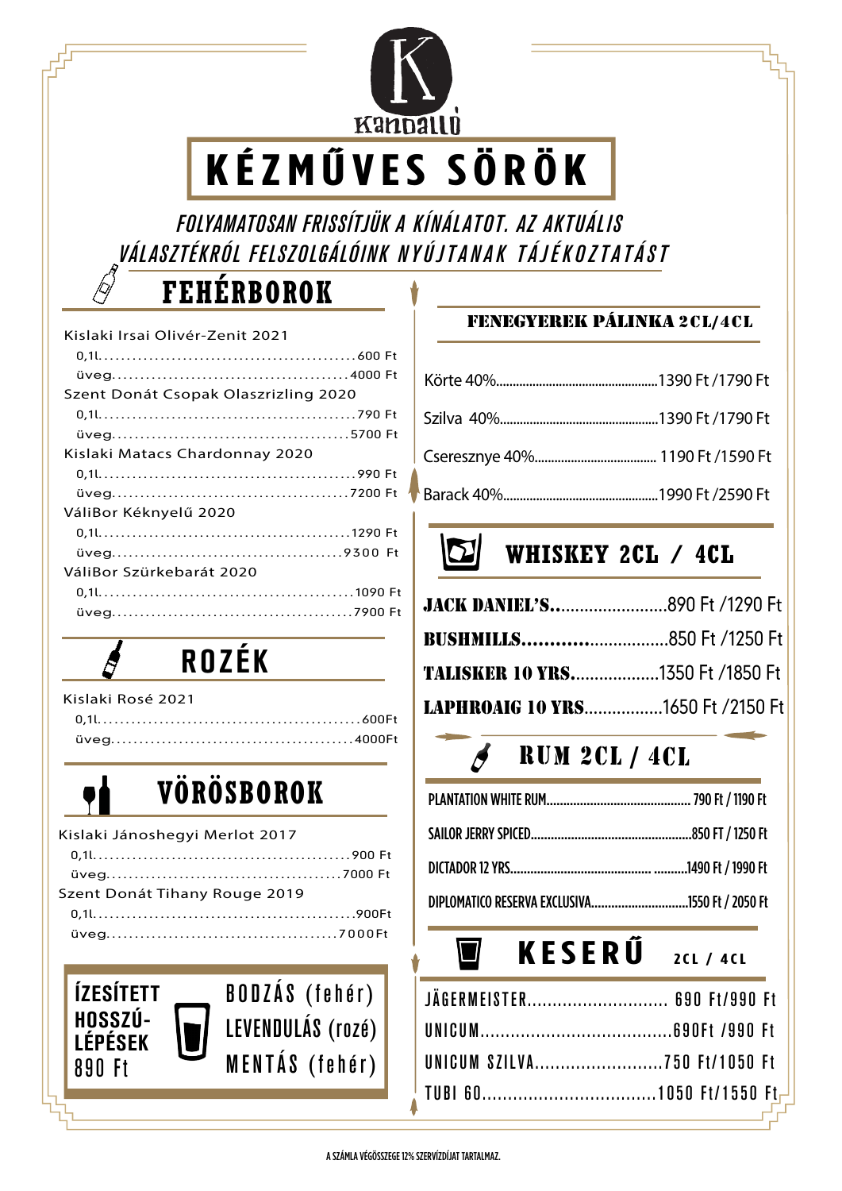Kandalló

# KÉZMŰVES SÖRÖK

*FOLYAMATOSAN FRISSÍTJÜK A KÍNÁLATOT. AZ AKTUÁLIS VÁLASZTÉKRÓL FELSZOLGÁLÓINK NYÚJTANAK TÁJÉKOZTATÁST*

## FEHÉRBOROK

Kislaki Irsai Olivér-Zenit 2021
- 0,1l. .... 600 Ft
- üveg .... 4000 Ft

Szent Donát Csopak Olaszrizling 2020
- 0,1l. .... 790 Ft
- üveg .... 5700 Ft

Kislaki Matacs Chardonnay 2020
- 0,1l. .... 990 Ft
- üveg .... 7200 Ft

VáliBor Kéknyelű 2020
- 0,1l. .... 1290 Ft
- üveg .... 9300 Ft

VáliBor Szürkebarát 2020
- 0,1l. .... 1090 Ft
- üveg .... 7900 Ft

## ROZÉK

Kislaki Rosé 2021
- 0,1l. .... 600Ft
- üveg .... 4000Ft

## VÖRÖSBOROK

Kislaki Jánoshegyi Merlot 2017
- 0,1l. .... 900 Ft
- üveg .... 7000 Ft

Szent Donát Tihany Rouge 2019
- 0,1l. .... 900Ft
- üveg .... 7000Ft

## ÍZESÍTETT HOSSZÚLÉPÉSEK 890 Ft

- BODZÁS (fehér)
- LEVENDULÁS (rozé)
- MENTÁS (fehér)

## FENEGYEREK PÁLINKA 2CL/4CL

| | |
|---|---|
| Körte 40% | 1390 Ft / 1790 Ft |
| Szilva 40% | 1390 Ft / 1790 Ft |
| Cseresznye 40% | 1190 Ft / 1590 Ft |
| Barack 40% | 1990 Ft / 2590 Ft |

## WHISKEY 2CL / 4CL

| | |
|---|---|
| JACK DANIEL'S | 890 Ft / 1290 Ft |
| BUSHMILLS | 850 Ft / 1250 Ft |
| TALISKER 10 YRS | 1350 Ft / 1850 Ft |
| LAPHROAIG 10 YRS | 1650 Ft / 2150 Ft |

## RUM 2CL / 4CL

| | |
|---|---|
| PLANTATION WHITE RUM | 790 Ft / 1190 Ft |
| SAILOR JERRY SPICED | 850 FT / 1250 Ft |
| DICTADOR 12 YRS | 1490 Ft / 1990 Ft |
| DIPLOMATICO RESERVA EXCLUSIVA | 1550 Ft / 2050 Ft |

## KESERŰ 2CL / 4CL

| | |
|---|---|
| JÄGERMEISTER | 690 Ft/990 Ft |
| UNICUM | 690Ft /990 Ft |
| UNICUM SZILVA | 750 Ft/1050 Ft |
| TUBI 60 | 1050 Ft/1550 Ft |

A SZÁMLA VÉGÖSSZEGE 12% SZERVÍZDÍJAT TARTALMAZ.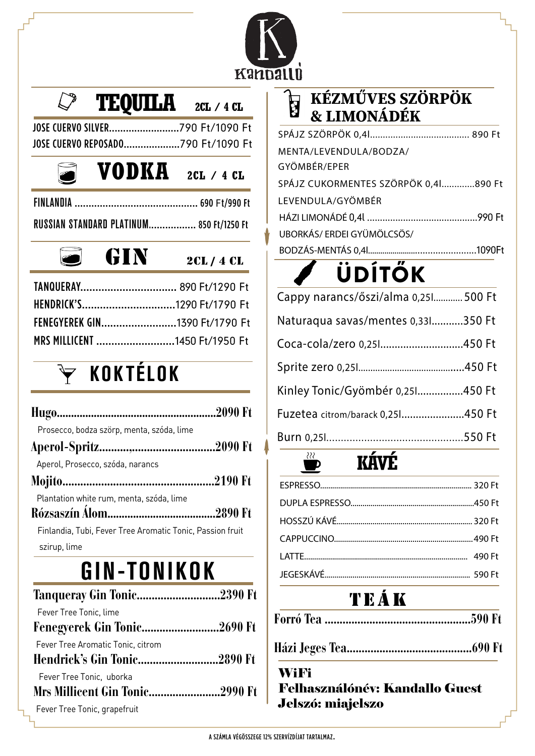# Kandalló

## TEQUILA 2CL / 4 CL

JOSE CUERVO SILVER........................790 Ft/1090 Ft
JOSE CUERVO REPOSADO....................790 Ft/1090 Ft

## VODKA 2CL / 4 CL

FINLANDIA ........................................... 690 Ft/990 Ft
RUSSIAN STANDARD PLATINUM................. 850 Ft/1250 Ft

## GIN 2CL / 4 CL

TANQUERAY................................ 890 Ft/1290 Ft
HENDRICK'S................................1290 Ft/1790 Ft
FENEGYEREK GIN.........................1390 Ft/1790 Ft
MRS MILLICENT ..........................1450 Ft/1950 Ft

## KOKTÉLOK

**Hugo.......................................................2090 Ft**
Prosecco, bodza szörp, menta, szóda, lime

**Aperol-Spritz........................................2090 Ft**
Aperol, Prosecco, szóda, narancs

**Mojito....................................................2190 Ft**
Plantation white rum, menta, szóda, lime

**Rózsaszín Álom......................................2890 Ft**
Finlandia, Tubi, Fever Tree Aromatic Tonic, Passion fruit szirup, lime

## GIN-TONIKOK

**Tanqueray Gin Tonic............................2390 Ft**
Fever Tree Tonic, lime

**Fenegyerek Gin Tonic..........................2690 Ft**
Fever Tree Aromatic Tonic, citrom

**Hendrick's Gin Tonic...........................2890 Ft**
Fever Tree Tonic, uborka

**Mrs Millicent Gin Tonic........................2990 Ft**
Fever Tree Tonic, grapefruit

## KÉZMŰVES SZÖRPÖK & LIMONÁDÉK

SPÁJZ SZÖRPÖK 0,4l...................................... 890 Ft
MENTA/LEVENDULA/BODZA/GYÖMBÉR/EPER
SPÁJZ CUKORMENTES SZÖRPÖK 0,4l.............890 Ft
LEVENDULA/GYÖMBÉR
HÁZI LIMONÁDÉ 0,4l ..........................................990 Ft
UBORKÁS/ ERDEI GYÜMÖLCSÖS/ BODZÁS-MENTÁS 0,4l.............................................1090Ft

## ÜDÍTŐK

Cappy narancs/őszi/alma 0,25l............ 500 Ft
Naturaqua savas/mentes 0,33l...........350 Ft
Coca-cola/zero 0,25l............................450 Ft
Sprite zero 0,25l...........................................450 Ft
Kinley Tonic/Gyömbér 0,25l................450 Ft
Fuzetea citrom/barack 0,25l......................450 Ft
Burn 0,25l...............................................550 Ft

## KÁVÉ

ESPRESSO.......................................................... 320 Ft
DUPLA ESPRESSO..............................................450 Ft
HOSSZÚ KÁVÉ.................................................... 320 Ft
CAPPUCCINO......................................................490 Ft
LATTE.................................................................. 490 Ft
JEGESKÁVÉ......................................................... 590 Ft

## TEÁK

**Forró Tea ................................................590 Ft**

**Házi Jeges Tea.........................................690 Ft**

**WiFi**
**Felhasználónév: Kandallo Guest**
**Jelszó: miajelszo**

A SZÁMLA VÉGÖSSZEGE 12% SZERVÍZDÍJAT TARTALMAZ.